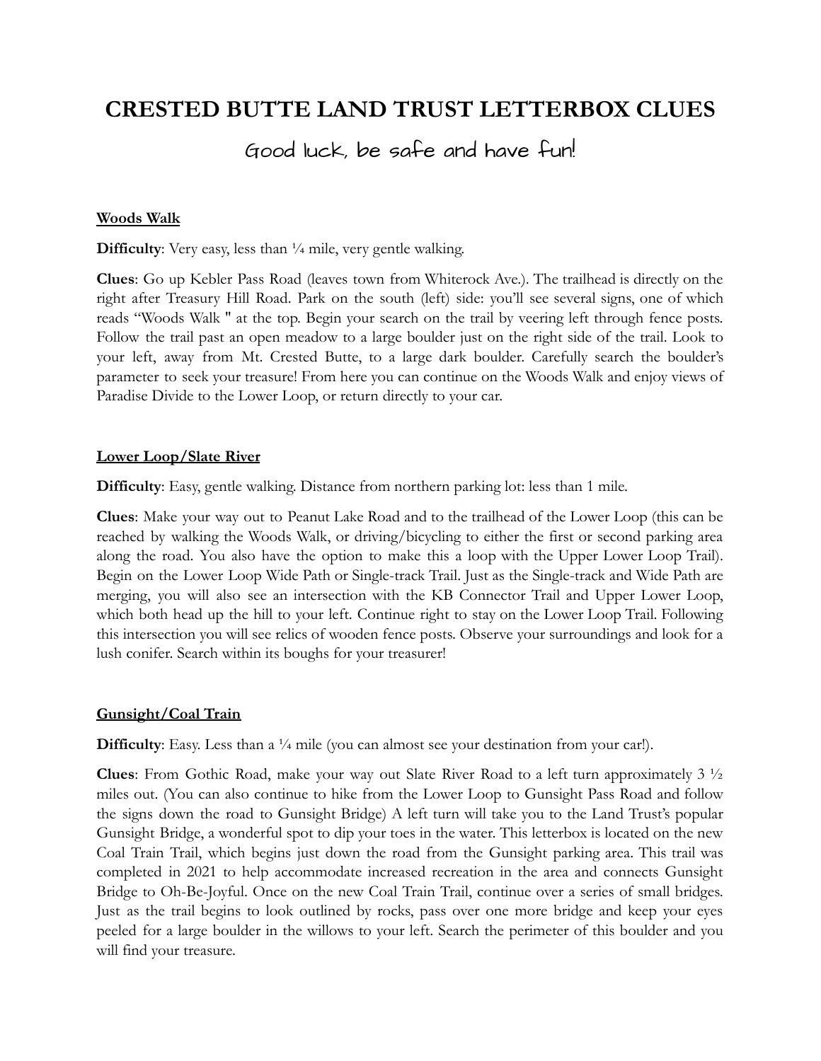# CRESTED BUTTE LAND TRUST LETTERBOX CLUES

Good luck, be safe and have fun!

**Woods Walk**

**Difficulty**: Very easy, less than ¼ mile, very gentle walking.

**Clues**: Go up Kebler Pass Road (leaves town from Whiterock Ave.). The trailhead is directly on the right after Treasury Hill Road. Park on the south (left) side: you'll see several signs, one of which reads "Woods Walk " at the top. Begin your search on the trail by veering left through fence posts. Follow the trail past an open meadow to a large boulder just on the right side of the trail. Look to your left, away from Mt. Crested Butte, to a large dark boulder. Carefully search the boulder's parameter to seek your treasure! From here you can continue on the Woods Walk and enjoy views of Paradise Divide to the Lower Loop, or return directly to your car.

**Lower Loop/Slate River**

**Difficulty**: Easy, gentle walking. Distance from northern parking lot: less than 1 mile.

**Clues**: Make your way out to Peanut Lake Road and to the trailhead of the Lower Loop (this can be reached by walking the Woods Walk, or driving/bicycling to either the first or second parking area along the road. You also have the option to make this a loop with the Upper Lower Loop Trail). Begin on the Lower Loop Wide Path or Single-track Trail. Just as the Single-track and Wide Path are merging, you will also see an intersection with the KB Connector Trail and Upper Lower Loop, which both head up the hill to your left. Continue right to stay on the Lower Loop Trail. Following this intersection you will see relics of wooden fence posts. Observe your surroundings and look for a lush conifer. Search within its boughs for your treasurer!

**Gunsight/Coal Train**

**Difficulty**: Easy. Less than a ¼ mile (you can almost see your destination from your car!).

**Clues**: From Gothic Road, make your way out Slate River Road to a left turn approximately 3 ½ miles out. (You can also continue to hike from the Lower Loop to Gunsight Pass Road and follow the signs down the road to Gunsight Bridge) A left turn will take you to the Land Trust's popular Gunsight Bridge, a wonderful spot to dip your toes in the water. This letterbox is located on the new Coal Train Trail, which begins just down the road from the Gunsight parking area. This trail was completed in 2021 to help accommodate increased recreation in the area and connects Gunsight Bridge to Oh-Be-Joyful. Once on the new Coal Train Trail, continue over a series of small bridges. Just as the trail begins to look outlined by rocks, pass over one more bridge and keep your eyes peeled for a large boulder in the willows to your left. Search the perimeter of this boulder and you will find your treasure.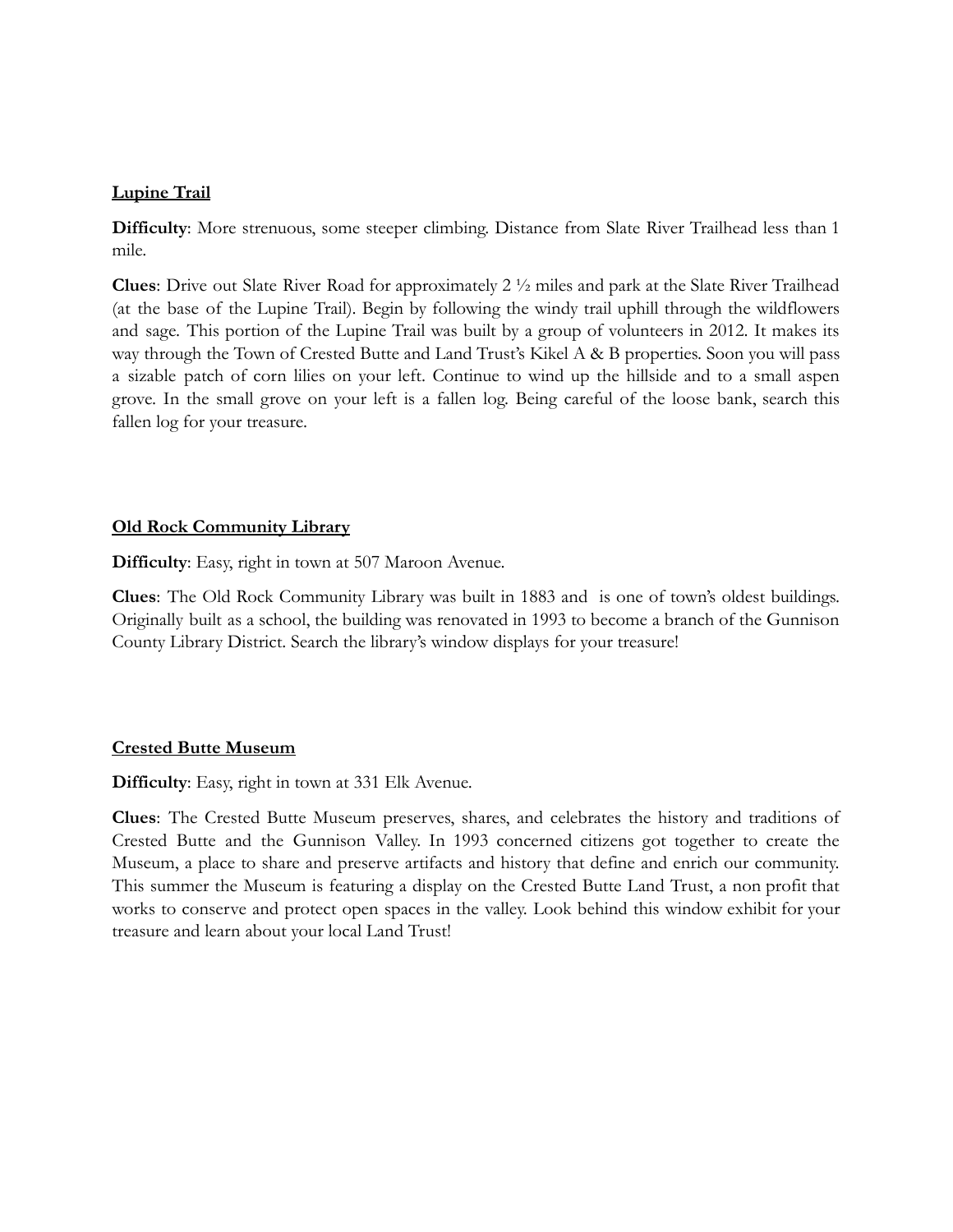**Lupine Trail**

**Difficulty**: More strenuous, some steeper climbing. Distance from Slate River Trailhead less than 1 mile.

**Clues**: Drive out Slate River Road for approximately 2 ½ miles and park at the Slate River Trailhead (at the base of the Lupine Trail). Begin by following the windy trail uphill through the wildflowers and sage. This portion of the Lupine Trail was built by a group of volunteers in 2012. It makes its way through the Town of Crested Butte and Land Trust's Kikel A & B properties. Soon you will pass a sizable patch of corn lilies on your left. Continue to wind up the hillside and to a small aspen grove. In the small grove on your left is a fallen log. Being careful of the loose bank, search this fallen log for your treasure.

**Old Rock Community Library**

**Difficulty**: Easy, right in town at 507 Maroon Avenue.

**Clues**: The Old Rock Community Library was built in 1883 and is one of town's oldest buildings. Originally built as a school, the building was renovated in 1993 to become a branch of the Gunnison County Library District. Search the library's window displays for your treasure!

**Crested Butte Museum**

**Difficulty**: Easy, right in town at 331 Elk Avenue.

**Clues**: The Crested Butte Museum preserves, shares, and celebrates the history and traditions of Crested Butte and the Gunnison Valley. In 1993 concerned citizens got together to create the Museum, a place to share and preserve artifacts and history that define and enrich our community. This summer the Museum is featuring a display on the Crested Butte Land Trust, a non profit that works to conserve and protect open spaces in the valley. Look behind this window exhibit for your treasure and learn about your local Land Trust!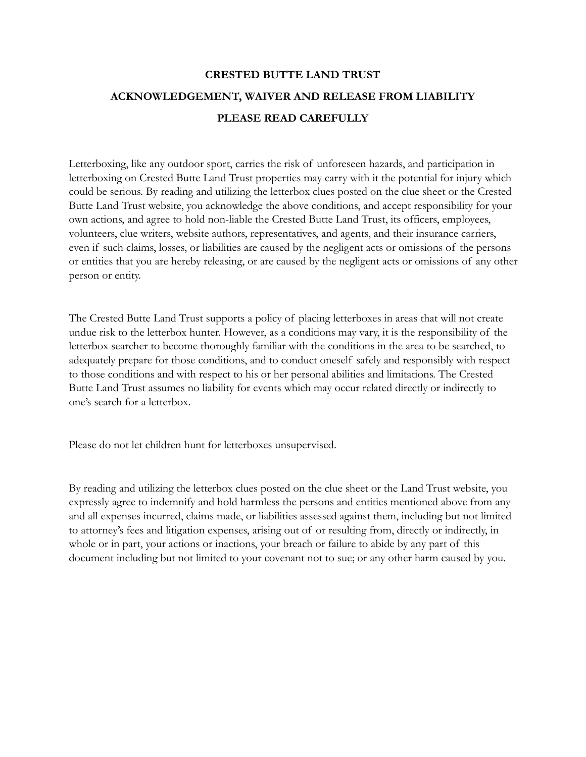# CRESTED BUTTE LAND TRUST

## ACKNOWLEDGEMENT, WAIVER AND RELEASE FROM LIABILITY

## PLEASE READ CAREFULLY

Letterboxing, like any outdoor sport, carries the risk of unforeseen hazards, and participation in letterboxing on Crested Butte Land Trust properties may carry with it the potential for injury which could be serious. By reading and utilizing the letterbox clues posted on the clue sheet or the Crested Butte Land Trust website, you acknowledge the above conditions, and accept responsibility for your own actions, and agree to hold non-liable the Crested Butte Land Trust, its officers, employees, volunteers, clue writers, website authors, representatives, and agents, and their insurance carriers, even if such claims, losses, or liabilities are caused by the negligent acts or omissions of the persons or entities that you are hereby releasing, or are caused by the negligent acts or omissions of any other person or entity.

The Crested Butte Land Trust supports a policy of placing letterboxes in areas that will not create undue risk to the letterbox hunter. However, as a conditions may vary, it is the responsibility of the letterbox searcher to become thoroughly familiar with the conditions in the area to be searched, to adequately prepare for those conditions, and to conduct oneself safely and responsibly with respect to those conditions and with respect to his or her personal abilities and limitations. The Crested Butte Land Trust assumes no liability for events which may occur related directly or indirectly to one's search for a letterbox.

Please do not let children hunt for letterboxes unsupervised.

By reading and utilizing the letterbox clues posted on the clue sheet or the Land Trust website, you expressly agree to indemnify and hold harmless the persons and entities mentioned above from any and all expenses incurred, claims made, or liabilities assessed against them, including but not limited to attorney's fees and litigation expenses, arising out of or resulting from, directly or indirectly, in whole or in part, your actions or inactions, your breach or failure to abide by any part of this document including but not limited to your covenant not to sue; or any other harm caused by you.